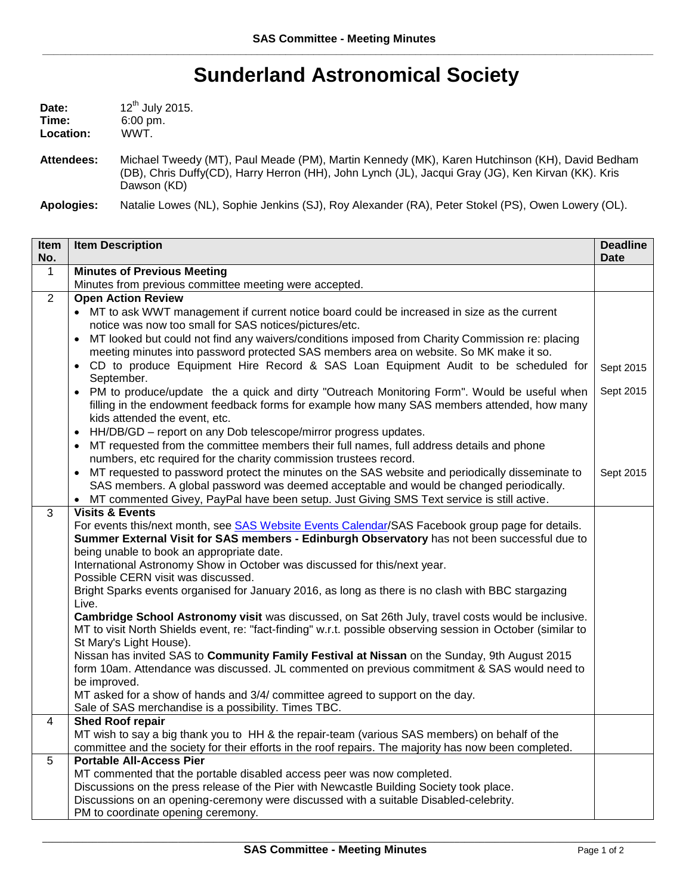# Sunderland Astronomical Society

**Date:** 12th July 2015.
**Time:** 6:00 pm.
**Location:** WWT.

**Attendees:** Michael Tweedy (MT), Paul Meade (PM), Martin Kennedy (MK), Karen Hutchinson (KH), David Bedham (DB), Chris Duffy(CD), Harry Herron (HH), John Lynch (JL), Jacqui Gray (JG), Ken Kirvan (KK). Kris Dawson (KD)

**Apologies:** Natalie Lowes (NL), Sophie Jenkins (SJ), Roy Alexander (RA), Peter Stokel (PS), Owen Lowery (OL).

| Item No. | Item Description | Deadline Date |
|---|---|---|
| 1 | **Minutes of Previous Meeting**<br>Minutes from previous committee meeting were accepted. | |
| 2 | **Open Action Review**<br>• MT to ask WWT management if current notice board could be increased in size as the current notice was now too small for SAS notices/pictures/etc.<br>• MT looked but could not find any waivers/conditions imposed from Charity Commission re: placing meeting minutes into password protected SAS members area on website. So MK make it so.<br>• CD to produce Equipment Hire Record & SAS Loan Equipment Audit to be scheduled for September.<br>• PM to produce/update the a quick and dirty "Outreach Monitoring Form". Would be useful when filling in the endowment feedback forms for example how many SAS members attended, how many kids attended the event, etc.<br>• HH/DB/GD – report on any Dob telescope/mirror progress updates.<br>• MT requested from the committee members their full names, full address details and phone numbers, etc required for the charity commission trustees record.<br>• MT requested to password protect the minutes on the SAS website and periodically disseminate to SAS members. A global password was deemed acceptable and would be changed periodically.<br>• MT commented Givey, PayPal have been setup. Just Giving SMS Text service is still active. | Sept 2015<br>Sept 2015<br>Sept 2015 |
| 3 | **Visits & Events**<br>For events this/next month, see SAS Website Events Calendar/SAS Facebook group page for details.<br>**Summer External Visit for SAS members - Edinburgh Observatory** has not been successful due to being unable to book an appropriate date.<br>International Astronomy Show in October was discussed for this/next year.<br>Possible CERN visit was discussed.<br>Bright Sparks events organised for January 2016, as long as there is no clash with BBC stargazing Live.<br>**Cambridge School Astronomy visit** was discussed, on Sat 26th July, travel costs would be inclusive.<br>MT to visit North Shields event, re: "fact-finding" w.r.t. possible observing session in October (similar to St Mary's Light House).<br>Nissan has invited SAS to **Community Family Festival at Nissan** on the Sunday, 9th August 2015 form 10am. Attendance was discussed. JL commented on previous commitment & SAS would need to be improved.<br>MT asked for a show of hands and 3/4/ committee agreed to support on the day.<br>Sale of SAS merchandise is a possibility. Times TBC. | |
| 4 | **Shed Roof repair**<br>MT wish to say a big thank you to HH & the repair-team (various SAS members) on behalf of the committee and the society for their efforts in the roof repairs. The majority has now been completed. | |
| 5 | **Portable All-Access Pier**<br>MT commented that the portable disabled access peer was now completed.<br>Discussions on the press release of the Pier with Newcastle Building Society took place.<br>Discussions on an opening-ceremony were discussed with a suitable Disabled-celebrity.<br>PM to coordinate opening ceremony. | |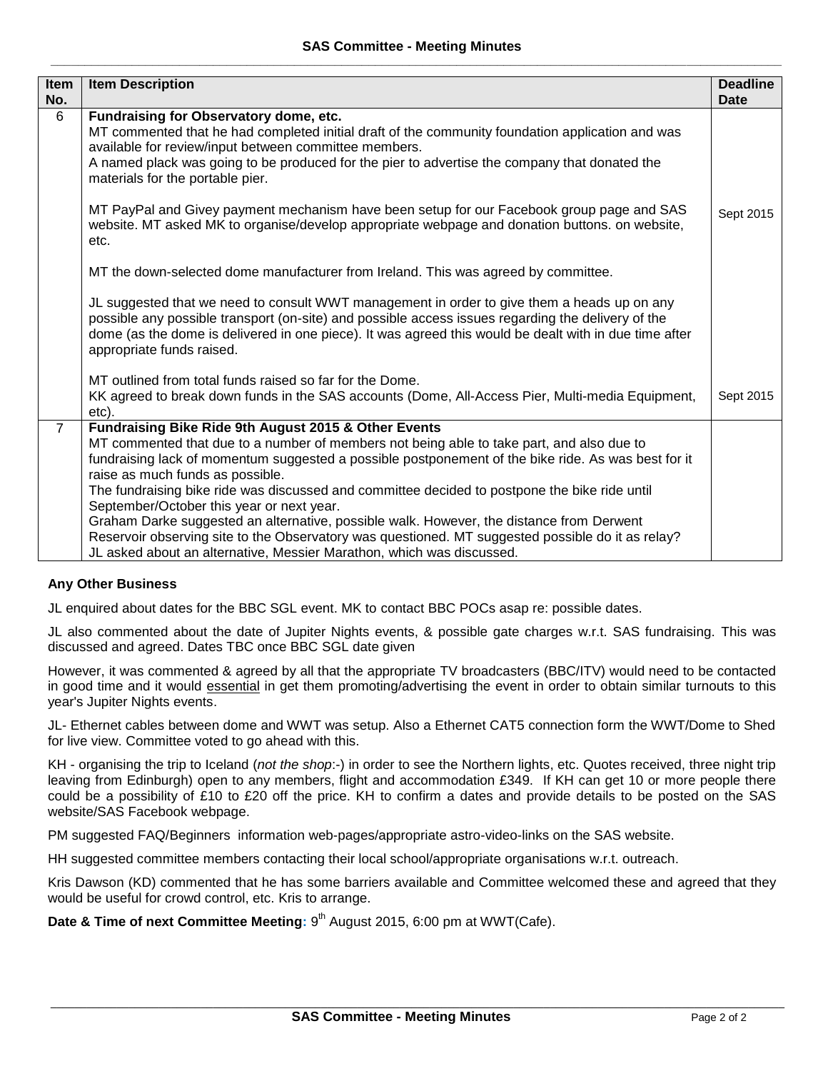| Item No. | Item Description | Deadline Date |
|---|---|---|
| 6 | **Fundraising for Observatory dome, etc.**<br>MT commented that he had completed initial draft of the community foundation application and was available for review/input between committee members.<br>A named plack was going to be produced for the pier to advertise the company that donated the materials for the portable pier.<br><br>MT PayPal and Givey payment mechanism have been setup for our Facebook group page and SAS website. MT asked MK to organise/develop appropriate webpage and donation buttons. on website, etc.<br><br>MT the down-selected dome manufacturer from Ireland. This was agreed by committee.<br><br>JL suggested that we need to consult WWT management in order to give them a heads up on any possible any possible transport (on-site) and possible access issues regarding the delivery of the dome (as the dome is delivered in one piece). It was agreed this would be dealt with in due time after appropriate funds raised.<br><br>MT outlined from total funds raised so far for the Dome.<br>KK agreed to break down funds in the SAS accounts (Dome, All-Access Pier, Multi-media Equipment, etc). | Sept 2015<br><br>Sept 2015 |
| 7 | **Fundraising Bike Ride 9th August 2015 & Other Events**<br>MT commented that due to a number of members not being able to take part, and also due to fundraising lack of momentum suggested a possible postponement of the bike ride. As was best for it raise as much funds as possible.<br>The fundraising bike ride was discussed and committee decided to postpone the bike ride until September/October this year or next year.<br>Graham Darke suggested an alternative, possible walk. However, the distance from Derwent Reservoir observing site to the Observatory was questioned. MT suggested possible do it as relay?<br>JL asked about an alternative, Messier Marathon, which was discussed. | |

**Any Other Business**

JL enquired about dates for the BBC SGL event. MK to contact BBC POCs asap re: possible dates.

JL also commented about the date of Jupiter Nights events, & possible gate charges w.r.t. SAS fundraising. This was discussed and agreed. Dates TBC once BBC SGL date given

However, it was commented & agreed by all that the appropriate TV broadcasters (BBC/ITV) would need to be contacted in good time and it would essential in get them promoting/advertising the event in order to obtain similar turnouts to this year's Jupiter Nights events.

JL- Ethernet cables between dome and WWT was setup. Also a Ethernet CAT5 connection form the WWT/Dome to Shed for live view. Committee voted to go ahead with this.

KH - organising the trip to Iceland (*not the shop*:-) in order to see the Northern lights, etc. Quotes received, three night trip leaving from Edinburgh) open to any members, flight and accommodation £349. If KH can get 10 or more people there could be a possibility of £10 to £20 off the price. KH to confirm a dates and provide details to be posted on the SAS website/SAS Facebook webpage.

PM suggested FAQ/Beginners information web-pages/appropriate astro-video-links on the SAS website.

HH suggested committee members contacting their local school/appropriate organisations w.r.t. outreach.

Kris Dawson (KD) commented that he has some barriers available and Committee welcomed these and agreed that they would be useful for crowd control, etc. Kris to arrange.

**Date & Time of next Committee Meeting:** 9th August 2015, 6:00 pm at WWT(Cafe).